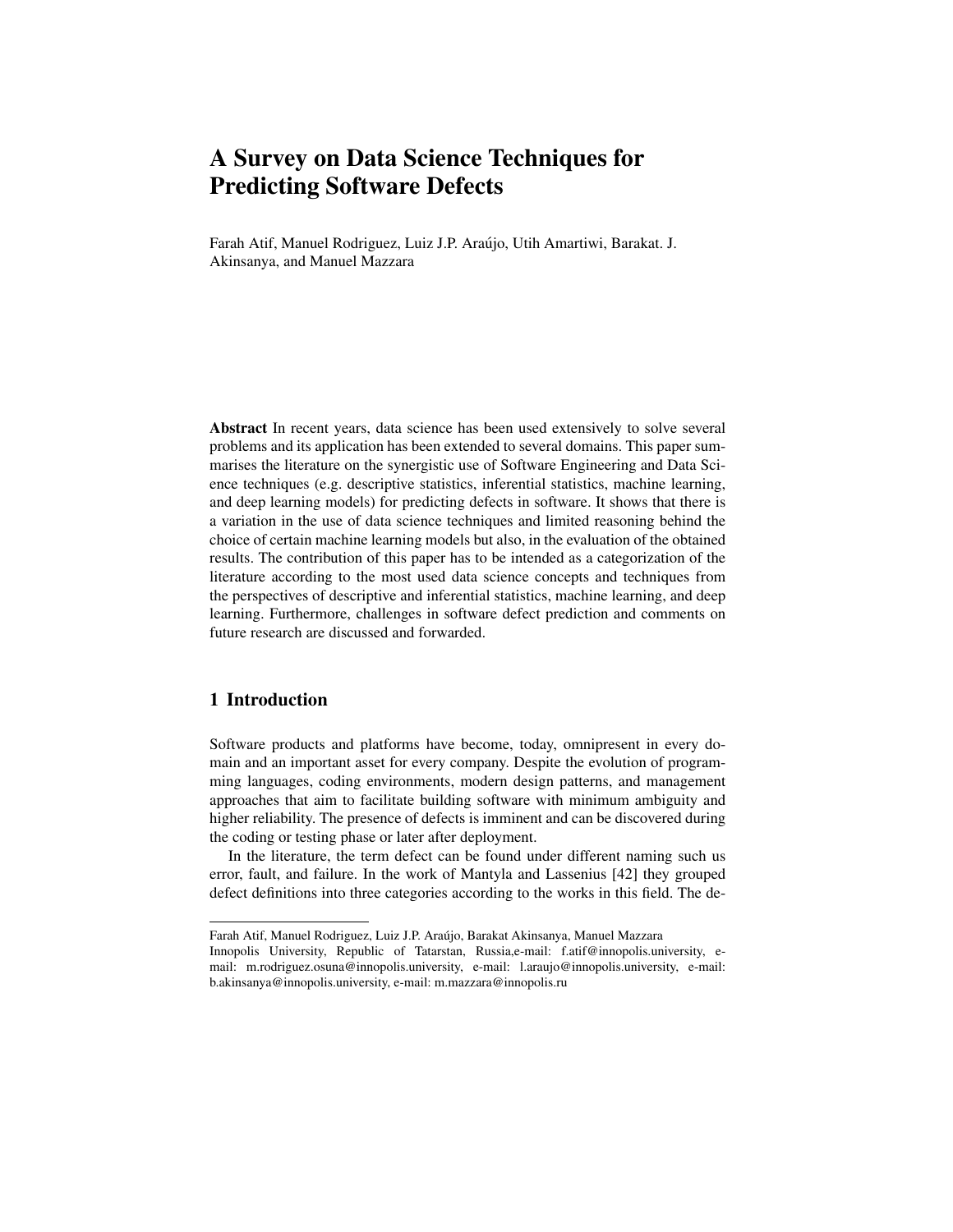# A Survey on Data Science Techniques for Predicting Software Defects

Farah Atif, Manuel Rodriguez, Luiz J.P. Araújo, Utih Amartiwi, Barakat. J. Akinsanya, and Manuel Mazzara

**Abstract** In recent years, data science has been used extensively to solve several problems and its application has been extended to several domains. This paper summarises the literature on the synergistic use of Software Engineering and Data Science techniques (e.g. descriptive statistics, inferential statistics, machine learning, and deep learning models) for predicting defects in software. It shows that there is a variation in the use of data science techniques and limited reasoning behind the choice of certain machine learning models but also, in the evaluation of the obtained results. The contribution of this paper has to be intended as a categorization of the literature according to the most used data science concepts and techniques from the perspectives of descriptive and inferential statistics, machine learning, and deep learning. Furthermore, challenges in software defect prediction and comments on future research are discussed and forwarded.

## 1 Introduction

Software products and platforms have become, today, omnipresent in every domain and an important asset for every company. Despite the evolution of programming languages, coding environments, modern design patterns, and management approaches that aim to facilitate building software with minimum ambiguity and higher reliability. The presence of defects is imminent and can be discovered during the coding or testing phase or later after deployment.

In the literature, the term defect can be found under different naming such us error, fault, and failure. In the work of Mantyla and Lassenius [42] they grouped defect definitions into three categories according to the works in this field. The de-

---

Farah Atif, Manuel Rodriguez, Luiz J.P. Araújo, Barakat Akinsanya, Manuel Mazzara
Innopolis University, Republic of Tatarstan, Russia,e-mail: f.atif@innopolis.university, e-mail: m.rodriguez.osuna@innopolis.university, e-mail: l.araujo@innopolis.university, e-mail: b.akinsanya@innopolis.university, e-mail: m.mazzara@innopolis.ru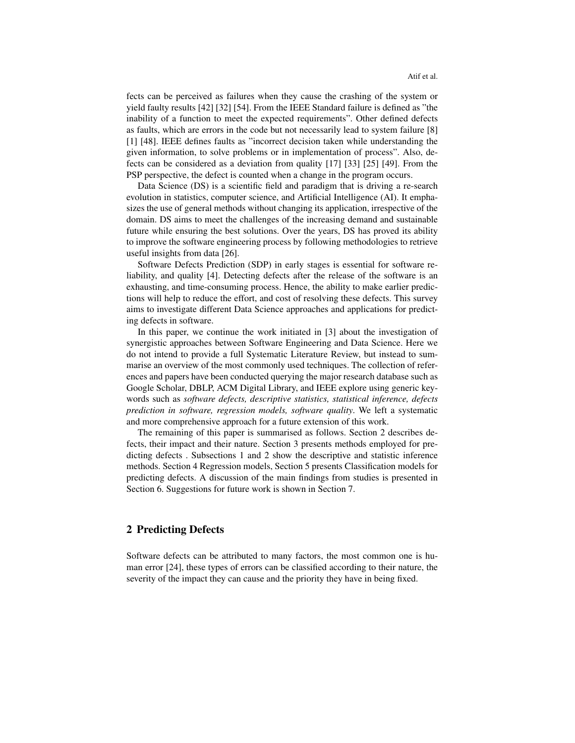fects can be perceived as failures when they cause the crashing of the system or yield faulty results [42] [32] [54]. From the IEEE Standard failure is defined as "the inability of a function to meet the expected requirements". Other defined defects as faults, which are errors in the code but not necessarily lead to system failure [8] [1] [48]. IEEE defines faults as "incorrect decision taken while understanding the given information, to solve problems or in implementation of process". Also, defects can be considered as a deviation from quality [17] [33] [25] [49]. From the PSP perspective, the defect is counted when a change in the program occurs.

Data Science (DS) is a scientific field and paradigm that is driving a re-search evolution in statistics, computer science, and Artificial Intelligence (AI). It emphasizes the use of general methods without changing its application, irrespective of the domain. DS aims to meet the challenges of the increasing demand and sustainable future while ensuring the best solutions. Over the years, DS has proved its ability to improve the software engineering process by following methodologies to retrieve useful insights from data [26].

Software Defects Prediction (SDP) in early stages is essential for software reliability, and quality [4]. Detecting defects after the release of the software is an exhausting, and time-consuming process. Hence, the ability to make earlier predictions will help to reduce the effort, and cost of resolving these defects. This survey aims to investigate different Data Science approaches and applications for predicting defects in software.

In this paper, we continue the work initiated in [3] about the investigation of synergistic approaches between Software Engineering and Data Science. Here we do not intend to provide a full Systematic Literature Review, but instead to summarise an overview of the most commonly used techniques. The collection of references and papers have been conducted querying the major research database such as Google Scholar, DBLP, ACM Digital Library, and IEEE explore using generic keywords such as *software defects, descriptive statistics, statistical inference, defects prediction in software, regression models, software quality*. We left a systematic and more comprehensive approach for a future extension of this work.

The remaining of this paper is summarised as follows. Section 2 describes defects, their impact and their nature. Section 3 presents methods employed for predicting defects . Subsections 1 and 2 show the descriptive and statistic inference methods. Section 4 Regression models, Section 5 presents Classification models for predicting defects. A discussion of the main findings from studies is presented in Section 6. Suggestions for future work is shown in Section 7.

## 2 Predicting Defects

Software defects can be attributed to many factors, the most common one is human error [24], these types of errors can be classified according to their nature, the severity of the impact they can cause and the priority they have in being fixed.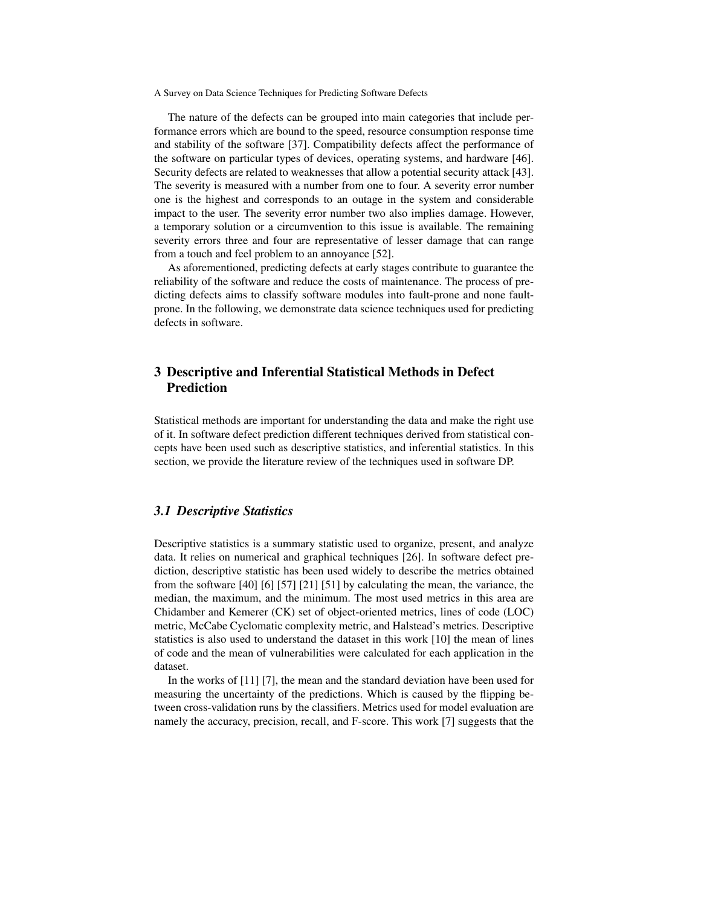The nature of the defects can be grouped into main categories that include performance errors which are bound to the speed, resource consumption response time and stability of the software [37]. Compatibility defects affect the performance of the software on particular types of devices, operating systems, and hardware [46]. Security defects are related to weaknesses that allow a potential security attack [43]. The severity is measured with a number from one to four. A severity error number one is the highest and corresponds to an outage in the system and considerable impact to the user. The severity error number two also implies damage. However, a temporary solution or a circumvention to this issue is available. The remaining severity errors three and four are representative of lesser damage that can range from a touch and feel problem to an annoyance [52].

As aforementioned, predicting defects at early stages contribute to guarantee the reliability of the software and reduce the costs of maintenance. The process of predicting defects aims to classify software modules into fault-prone and none fault-prone. In the following, we demonstrate data science techniques used for predicting defects in software.

## 3 Descriptive and Inferential Statistical Methods in Defect Prediction

Statistical methods are important for understanding the data and make the right use of it. In software defect prediction different techniques derived from statistical concepts have been used such as descriptive statistics, and inferential statistics. In this section, we provide the literature review of the techniques used in software DP.

### *3.1 Descriptive Statistics*

Descriptive statistics is a summary statistic used to organize, present, and analyze data. It relies on numerical and graphical techniques [26]. In software defect prediction, descriptive statistic has been used widely to describe the metrics obtained from the software [40] [6] [57] [21] [51] by calculating the mean, the variance, the median, the maximum, and the minimum. The most used metrics in this area are Chidamber and Kemerer (CK) set of object-oriented metrics, lines of code (LOC) metric, McCabe Cyclomatic complexity metric, and Halstead's metrics. Descriptive statistics is also used to understand the dataset in this work [10] the mean of lines of code and the mean of vulnerabilities were calculated for each application in the dataset.

In the works of [11] [7], the mean and the standard deviation have been used for measuring the uncertainty of the predictions. Which is caused by the flipping between cross-validation runs by the classifiers. Metrics used for model evaluation are namely the accuracy, precision, recall, and F-score. This work [7] suggests that the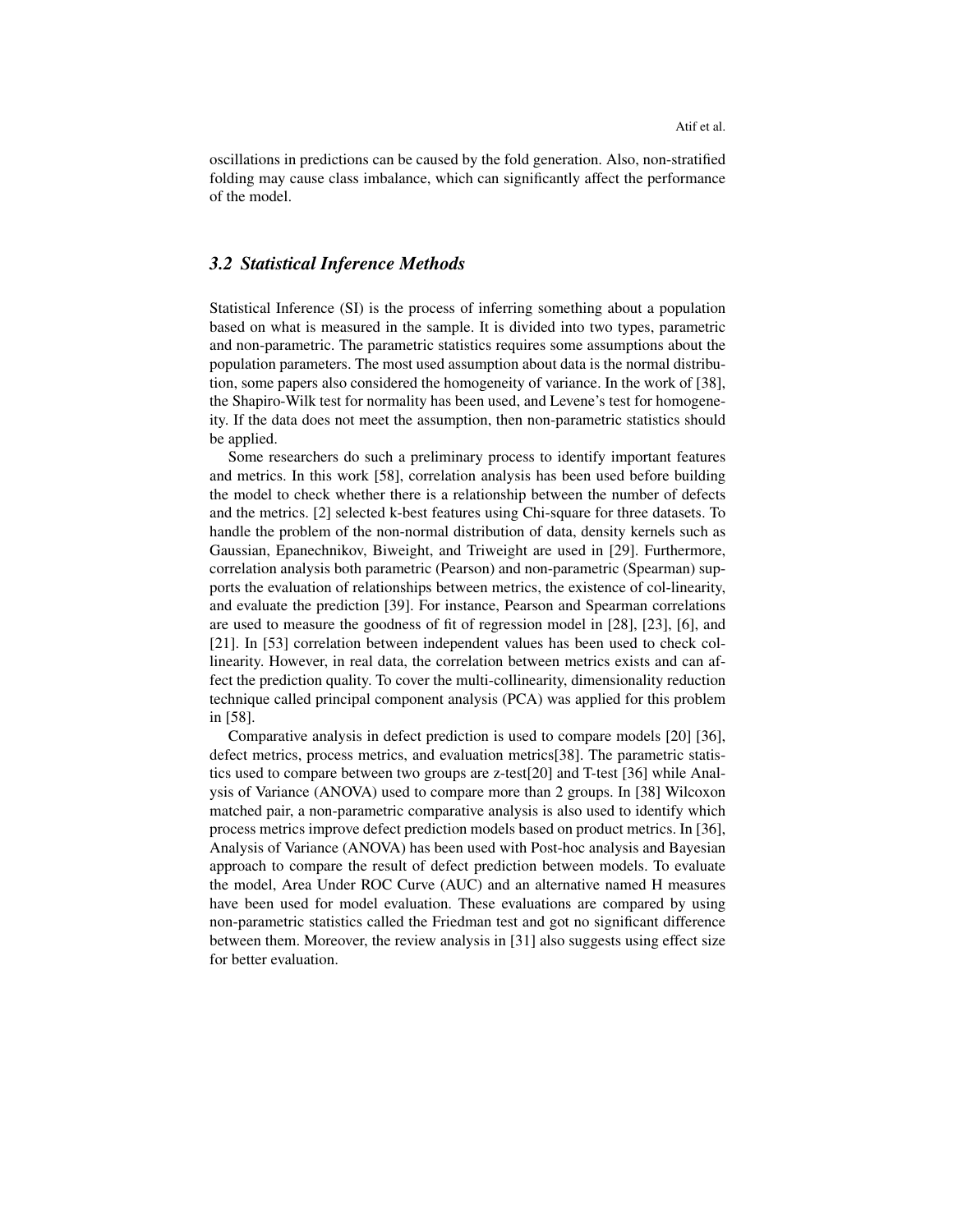oscillations in predictions can be caused by the fold generation. Also, non-stratified folding may cause class imbalance, which can significantly affect the performance of the model.

### *3.2 Statistical Inference Methods*

Statistical Inference (SI) is the process of inferring something about a population based on what is measured in the sample. It is divided into two types, parametric and non-parametric. The parametric statistics requires some assumptions about the population parameters. The most used assumption about data is the normal distribution, some papers also considered the homogeneity of variance. In the work of [38], the Shapiro-Wilk test for normality has been used, and Levene's test for homogeneity. If the data does not meet the assumption, then non-parametric statistics should be applied.

Some researchers do such a preliminary process to identify important features and metrics. In this work [58], correlation analysis has been used before building the model to check whether there is a relationship between the number of defects and the metrics. [2] selected k-best features using Chi-square for three datasets. To handle the problem of the non-normal distribution of data, density kernels such as Gaussian, Epanechnikov, Biweight, and Triweight are used in [29]. Furthermore, correlation analysis both parametric (Pearson) and non-parametric (Spearman) supports the evaluation of relationships between metrics, the existence of col-linearity, and evaluate the prediction [39]. For instance, Pearson and Spearman correlations are used to measure the goodness of fit of regression model in [28], [23], [6], and [21]. In [53] correlation between independent values has been used to check col-linearity. However, in real data, the correlation between metrics exists and can affect the prediction quality. To cover the multi-collinearity, dimensionality reduction technique called principal component analysis (PCA) was applied for this problem in [58].

Comparative analysis in defect prediction is used to compare models [20] [36], defect metrics, process metrics, and evaluation metrics[38]. The parametric statistics used to compare between two groups are z-test[20] and T-test [36] while Analysis of Variance (ANOVA) used to compare more than 2 groups. In [38] Wilcoxon matched pair, a non-parametric comparative analysis is also used to identify which process metrics improve defect prediction models based on product metrics. In [36], Analysis of Variance (ANOVA) has been used with Post-hoc analysis and Bayesian approach to compare the result of defect prediction between models. To evaluate the model, Area Under ROC Curve (AUC) and an alternative named H measures have been used for model evaluation. These evaluations are compared by using non-parametric statistics called the Friedman test and got no significant difference between them. Moreover, the review analysis in [31] also suggests using effect size for better evaluation.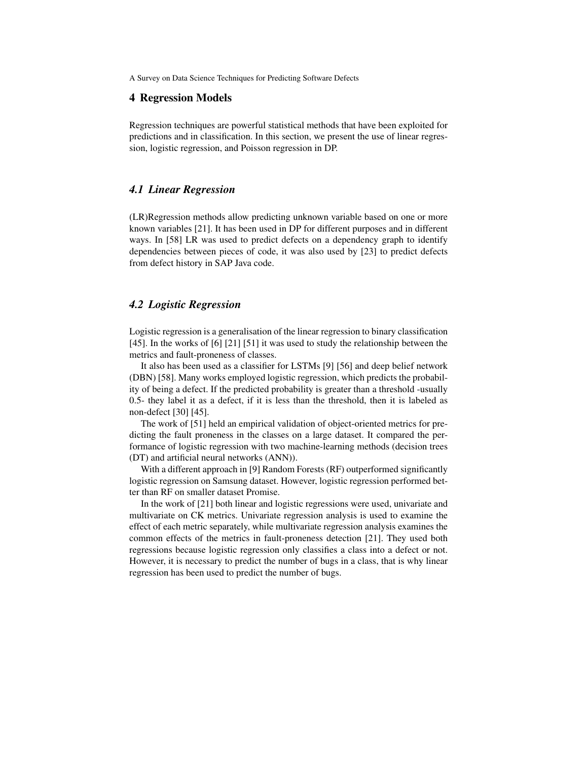## 4 Regression Models

Regression techniques are powerful statistical methods that have been exploited for predictions and in classification. In this section, we present the use of linear regression, logistic regression, and Poisson regression in DP.

### *4.1 Linear Regression*

(LR)Regression methods allow predicting unknown variable based on one or more known variables [21]. It has been used in DP for different purposes and in different ways. In [58] LR was used to predict defects on a dependency graph to identify dependencies between pieces of code, it was also used by [23] to predict defects from defect history in SAP Java code.

### *4.2 Logistic Regression*

Logistic regression is a generalisation of the linear regression to binary classification [45]. In the works of [6] [21] [51] it was used to study the relationship between the metrics and fault-proneness of classes.

It also has been used as a classifier for LSTMs [9] [56] and deep belief network (DBN) [58]. Many works employed logistic regression, which predicts the probability of being a defect. If the predicted probability is greater than a threshold -usually 0.5- they label it as a defect, if it is less than the threshold, then it is labeled as non-defect [30] [45].

The work of [51] held an empirical validation of object-oriented metrics for predicting the fault proneness in the classes on a large dataset. It compared the performance of logistic regression with two machine-learning methods (decision trees (DT) and artificial neural networks (ANN)).

With a different approach in [9] Random Forests (RF) outperformed significantly logistic regression on Samsung dataset. However, logistic regression performed better than RF on smaller dataset Promise.

In the work of [21] both linear and logistic regressions were used, univariate and multivariate on CK metrics. Univariate regression analysis is used to examine the effect of each metric separately, while multivariate regression analysis examines the common effects of the metrics in fault-proneness detection [21]. They used both regressions because logistic regression only classifies a class into a defect or not. However, it is necessary to predict the number of bugs in a class, that is why linear regression has been used to predict the number of bugs.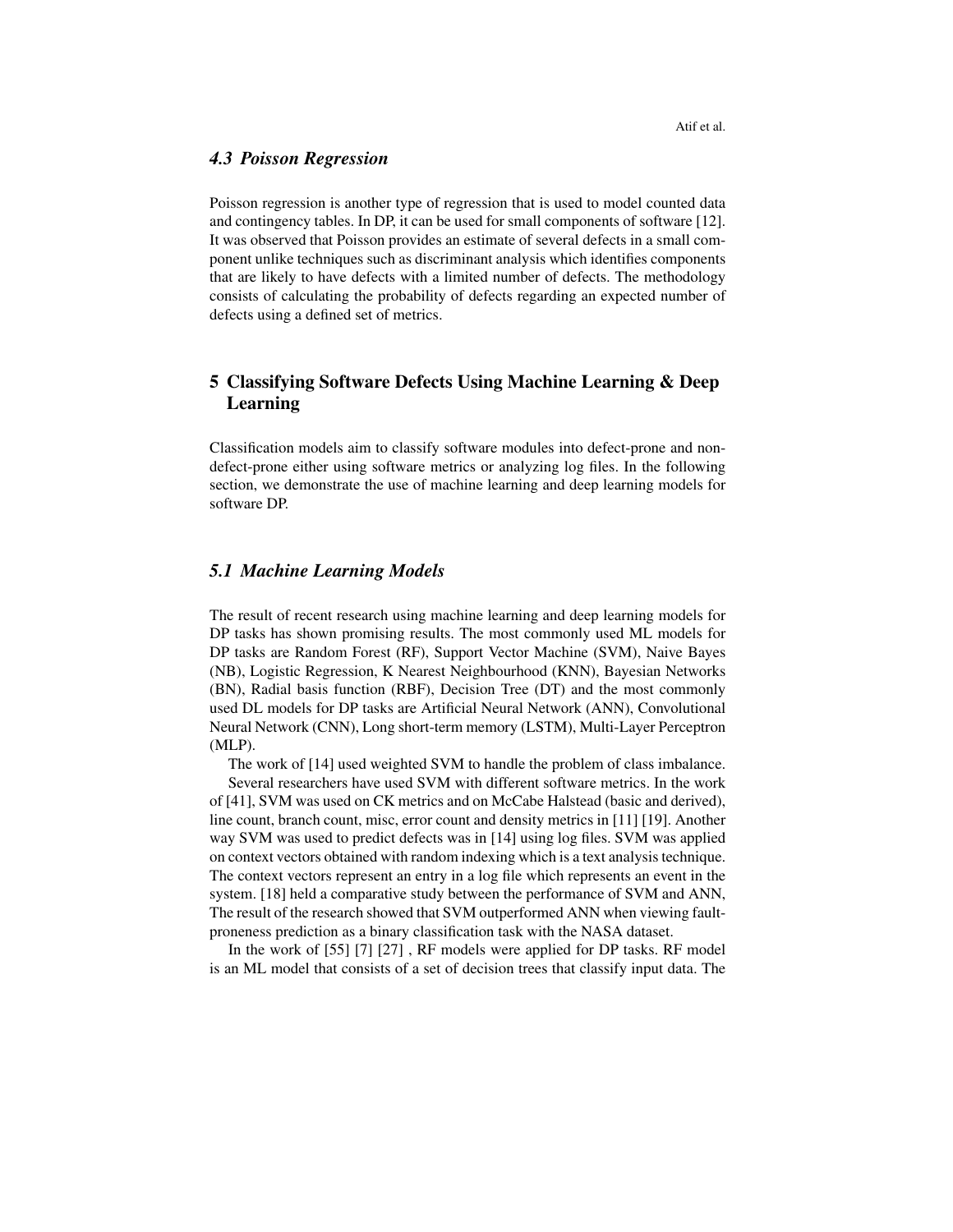### 4.3 Poisson Regression

Poisson regression is another type of regression that is used to model counted data and contingency tables. In DP, it can be used for small components of software [12]. It was observed that Poisson provides an estimate of several defects in a small component unlike techniques such as discriminant analysis which identifies components that are likely to have defects with a limited number of defects. The methodology consists of calculating the probability of defects regarding an expected number of defects using a defined set of metrics.

## 5 Classifying Software Defects Using Machine Learning & Deep Learning

Classification models aim to classify software modules into defect-prone and non-defect-prone either using software metrics or analyzing log files. In the following section, we demonstrate the use of machine learning and deep learning models for software DP.

### 5.1 Machine Learning Models

The result of recent research using machine learning and deep learning models for DP tasks has shown promising results. The most commonly used ML models for DP tasks are Random Forest (RF), Support Vector Machine (SVM), Naive Bayes (NB), Logistic Regression, K Nearest Neighbourhood (KNN), Bayesian Networks (BN), Radial basis function (RBF), Decision Tree (DT) and the most commonly used DL models for DP tasks are Artificial Neural Network (ANN), Convolutional Neural Network (CNN), Long short-term memory (LSTM), Multi-Layer Perceptron (MLP).

The work of [14] used weighted SVM to handle the problem of class imbalance.

Several researchers have used SVM with different software metrics. In the work of [41], SVM was used on CK metrics and on McCabe Halstead (basic and derived), line count, branch count, misc, error count and density metrics in [11] [19]. Another way SVM was used to predict defects was in [14] using log files. SVM was applied on context vectors obtained with random indexing which is a text analysis technique. The context vectors represent an entry in a log file which represents an event in the system. [18] held a comparative study between the performance of SVM and ANN, The result of the research showed that SVM outperformed ANN when viewing fault-proneness prediction as a binary classification task with the NASA dataset.

In the work of [55] [7] [27] , RF models were applied for DP tasks. RF model is an ML model that consists of a set of decision trees that classify input data. The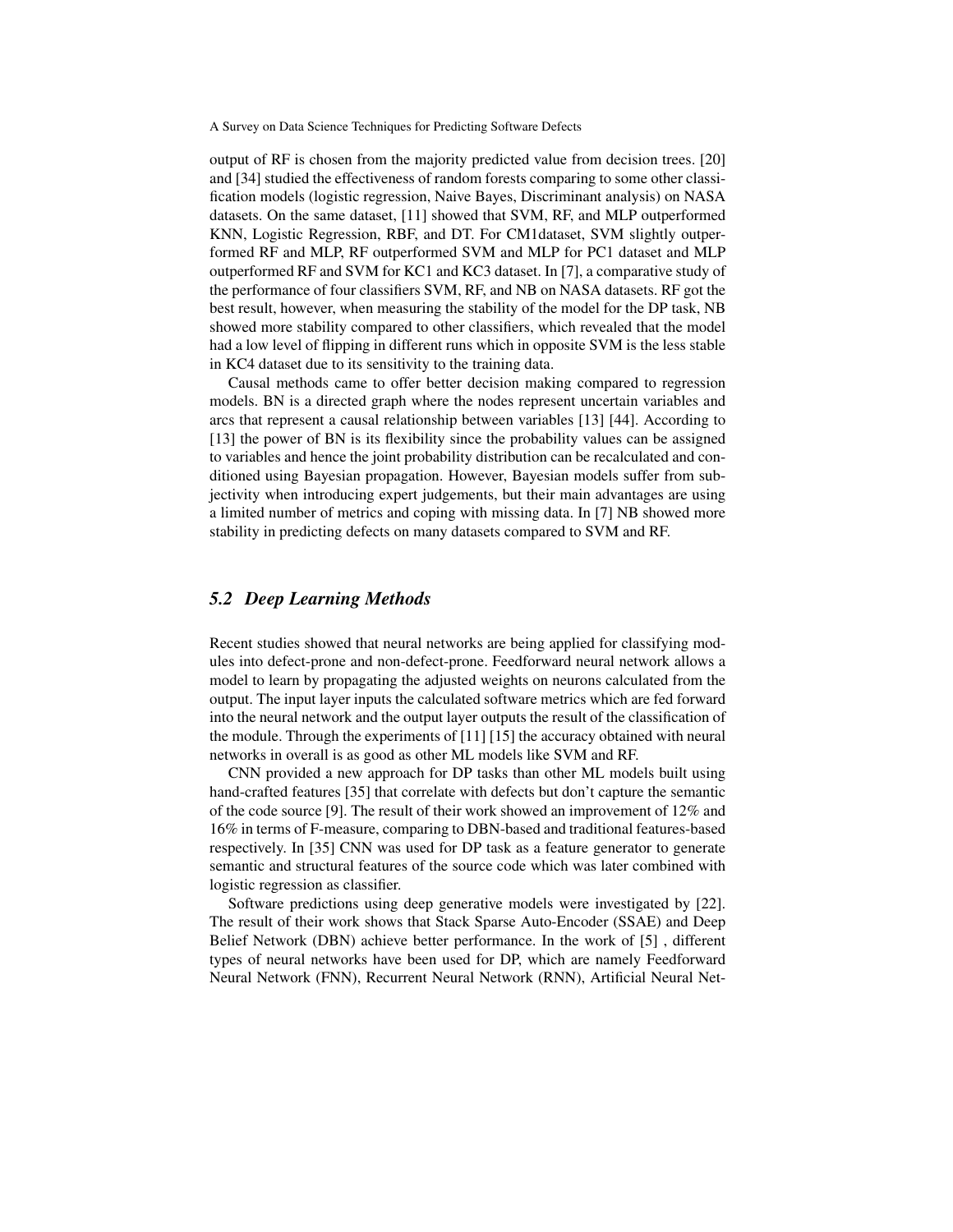output of RF is chosen from the majority predicted value from decision trees. [20] and [34] studied the effectiveness of random forests comparing to some other classification models (logistic regression, Naive Bayes, Discriminant analysis) on NASA datasets. On the same dataset, [11] showed that SVM, RF, and MLP outperformed KNN, Logistic Regression, RBF, and DT. For CM1dataset, SVM slightly outperformed RF and MLP, RF outperformed SVM and MLP for PC1 dataset and MLP outperformed RF and SVM for KC1 and KC3 dataset. In [7], a comparative study of the performance of four classifiers SVM, RF, and NB on NASA datasets. RF got the best result, however, when measuring the stability of the model for the DP task, NB showed more stability compared to other classifiers, which revealed that the model had a low level of flipping in different runs which in opposite SVM is the less stable in KC4 dataset due to its sensitivity to the training data.

Causal methods came to offer better decision making compared to regression models. BN is a directed graph where the nodes represent uncertain variables and arcs that represent a causal relationship between variables [13] [44]. According to [13] the power of BN is its flexibility since the probability values can be assigned to variables and hence the joint probability distribution can be recalculated and conditioned using Bayesian propagation. However, Bayesian models suffer from subjectivity when introducing expert judgements, but their main advantages are using a limited number of metrics and coping with missing data. In [7] NB showed more stability in predicting defects on many datasets compared to SVM and RF.

### *5.2 Deep Learning Methods*

Recent studies showed that neural networks are being applied for classifying modules into defect-prone and non-defect-prone. Feedforward neural network allows a model to learn by propagating the adjusted weights on neurons calculated from the output. The input layer inputs the calculated software metrics which are fed forward into the neural network and the output layer outputs the result of the classification of the module. Through the experiments of [11] [15] the accuracy obtained with neural networks in overall is as good as other ML models like SVM and RF.

CNN provided a new approach for DP tasks than other ML models built using hand-crafted features [35] that correlate with defects but don't capture the semantic of the code source [9]. The result of their work showed an improvement of 12% and 16% in terms of F-measure, comparing to DBN-based and traditional features-based respectively. In [35] CNN was used for DP task as a feature generator to generate semantic and structural features of the source code which was later combined with logistic regression as classifier.

Software predictions using deep generative models were investigated by [22]. The result of their work shows that Stack Sparse Auto-Encoder (SSAE) and Deep Belief Network (DBN) achieve better performance. In the work of [5] , different types of neural networks have been used for DP, which are namely Feedforward Neural Network (FNN), Recurrent Neural Network (RNN), Artificial Neural Net-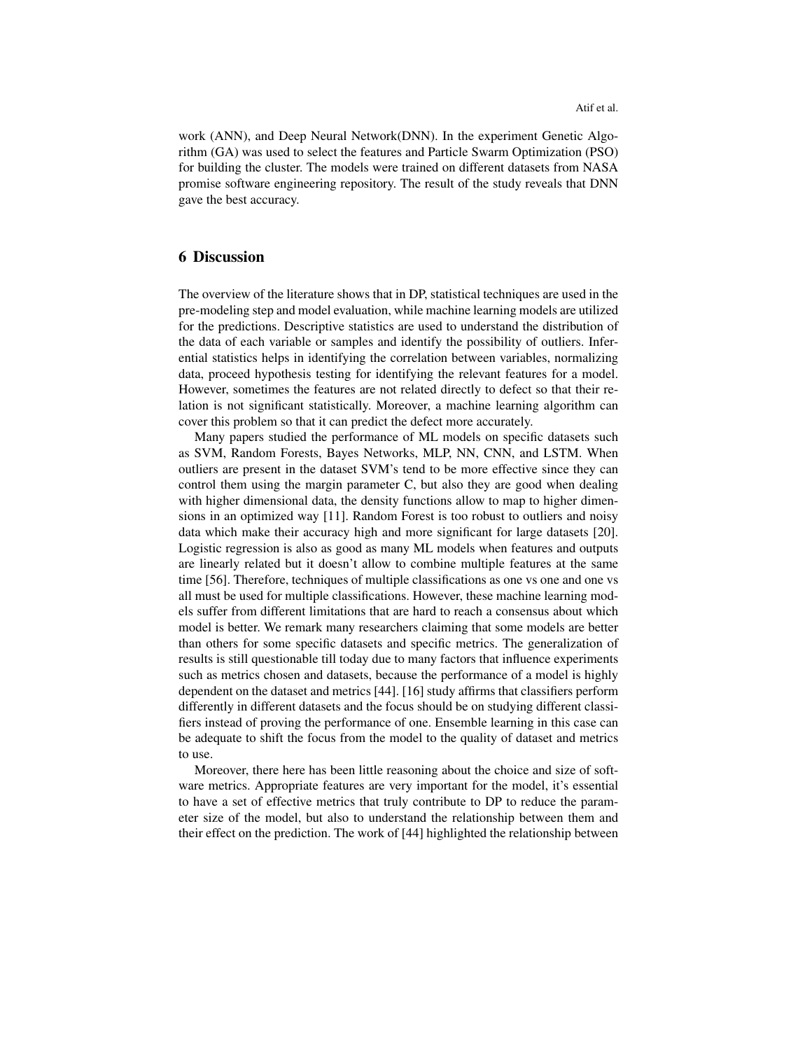work (ANN), and Deep Neural Network(DNN). In the experiment Genetic Algorithm (GA) was used to select the features and Particle Swarm Optimization (PSO) for building the cluster. The models were trained on different datasets from NASA promise software engineering repository. The result of the study reveals that DNN gave the best accuracy.

## 6 Discussion

The overview of the literature shows that in DP, statistical techniques are used in the pre-modeling step and model evaluation, while machine learning models are utilized for the predictions. Descriptive statistics are used to understand the distribution of the data of each variable or samples and identify the possibility of outliers. Inferential statistics helps in identifying the correlation between variables, normalizing data, proceed hypothesis testing for identifying the relevant features for a model. However, sometimes the features are not related directly to defect so that their relation is not significant statistically. Moreover, a machine learning algorithm can cover this problem so that it can predict the defect more accurately.

Many papers studied the performance of ML models on specific datasets such as SVM, Random Forests, Bayes Networks, MLP, NN, CNN, and LSTM. When outliers are present in the dataset SVM's tend to be more effective since they can control them using the margin parameter C, but also they are good when dealing with higher dimensional data, the density functions allow to map to higher dimensions in an optimized way [11]. Random Forest is too robust to outliers and noisy data which make their accuracy high and more significant for large datasets [20]. Logistic regression is also as good as many ML models when features and outputs are linearly related but it doesn't allow to combine multiple features at the same time [56]. Therefore, techniques of multiple classifications as one vs one and one vs all must be used for multiple classifications. However, these machine learning models suffer from different limitations that are hard to reach a consensus about which model is better. We remark many researchers claiming that some models are better than others for some specific datasets and specific metrics. The generalization of results is still questionable till today due to many factors that influence experiments such as metrics chosen and datasets, because the performance of a model is highly dependent on the dataset and metrics [44]. [16] study affirms that classifiers perform differently in different datasets and the focus should be on studying different classifiers instead of proving the performance of one. Ensemble learning in this case can be adequate to shift the focus from the model to the quality of dataset and metrics to use.

Moreover, there here has been little reasoning about the choice and size of software metrics. Appropriate features are very important for the model, it's essential to have a set of effective metrics that truly contribute to DP to reduce the parameter size of the model, but also to understand the relationship between them and their effect on the prediction. The work of [44] highlighted the relationship between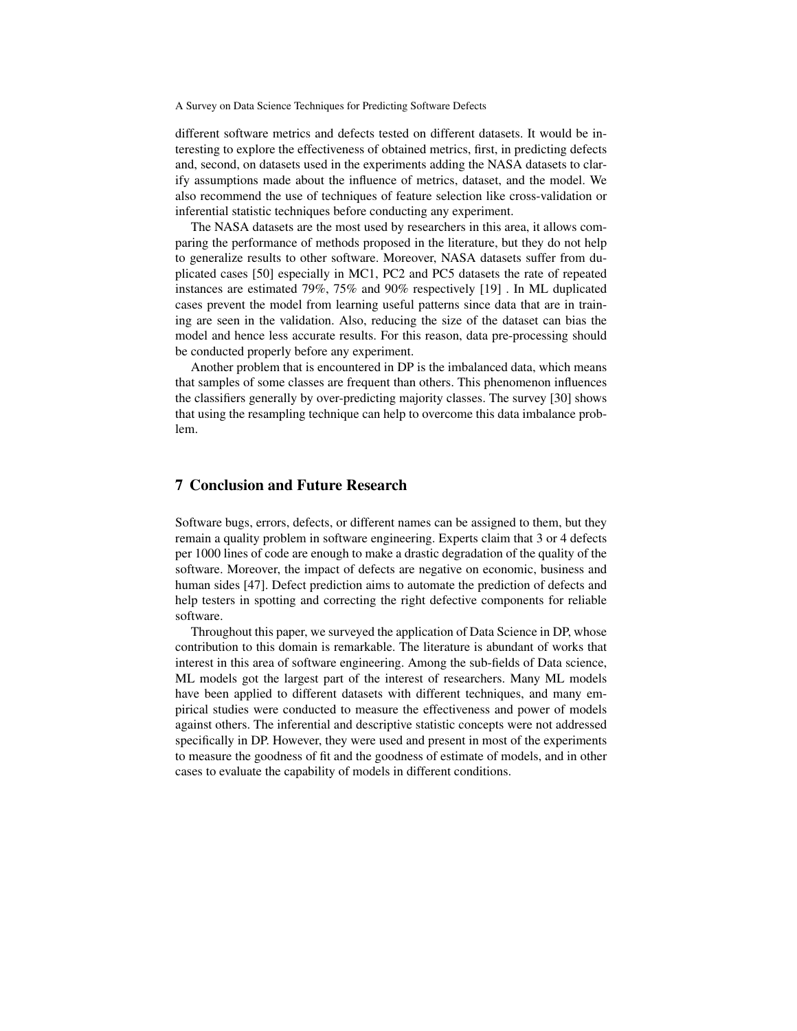different software metrics and defects tested on different datasets. It would be interesting to explore the effectiveness of obtained metrics, first, in predicting defects and, second, on datasets used in the experiments adding the NASA datasets to clarify assumptions made about the influence of metrics, dataset, and the model. We also recommend the use of techniques of feature selection like cross-validation or inferential statistic techniques before conducting any experiment.

The NASA datasets are the most used by researchers in this area, it allows comparing the performance of methods proposed in the literature, but they do not help to generalize results to other software. Moreover, NASA datasets suffer from duplicated cases [50] especially in MC1, PC2 and PC5 datasets the rate of repeated instances are estimated 79%, 75% and 90% respectively [19] . In ML duplicated cases prevent the model from learning useful patterns since data that are in training are seen in the validation. Also, reducing the size of the dataset can bias the model and hence less accurate results. For this reason, data pre-processing should be conducted properly before any experiment.

Another problem that is encountered in DP is the imbalanced data, which means that samples of some classes are frequent than others. This phenomenon influences the classifiers generally by over-predicting majority classes. The survey [30] shows that using the resampling technique can help to overcome this data imbalance problem.

## 7 Conclusion and Future Research

Software bugs, errors, defects, or different names can be assigned to them, but they remain a quality problem in software engineering. Experts claim that 3 or 4 defects per 1000 lines of code are enough to make a drastic degradation of the quality of the software. Moreover, the impact of defects are negative on economic, business and human sides [47]. Defect prediction aims to automate the prediction of defects and help testers in spotting and correcting the right defective components for reliable software.

Throughout this paper, we surveyed the application of Data Science in DP, whose contribution to this domain is remarkable. The literature is abundant of works that interest in this area of software engineering. Among the sub-fields of Data science, ML models got the largest part of the interest of researchers. Many ML models have been applied to different datasets with different techniques, and many empirical studies were conducted to measure the effectiveness and power of models against others. The inferential and descriptive statistic concepts were not addressed specifically in DP. However, they were used and present in most of the experiments to measure the goodness of fit and the goodness of estimate of models, and in other cases to evaluate the capability of models in different conditions.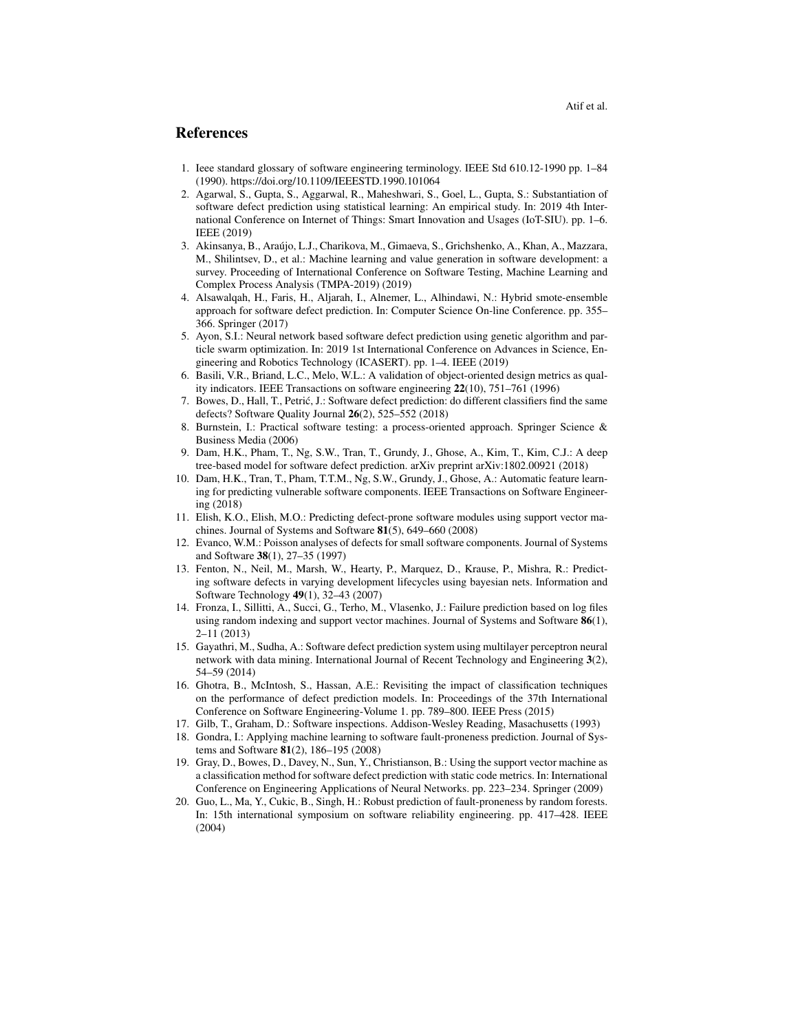## References

1. Ieee standard glossary of software engineering terminology. IEEE Std 610.12-1990 pp. 1–84 (1990). https://doi.org/10.1109/IEEESTD.1990.101064
2. Agarwal, S., Gupta, S., Aggarwal, R., Maheshwari, S., Goel, L., Gupta, S.: Substantiation of software defect prediction using statistical learning: An empirical study. In: 2019 4th International Conference on Internet of Things: Smart Innovation and Usages (IoT-SIU). pp. 1–6. IEEE (2019)
3. Akinsanya, B., Araújo, L.J., Charikova, M., Gimaeva, S., Grichshenko, A., Khan, A., Mazzara, M., Shilintsev, D., et al.: Machine learning and value generation in software development: a survey. Proceeding of International Conference on Software Testing, Machine Learning and Complex Process Analysis (TMPA-2019) (2019)
4. Alsawalqah, H., Faris, H., Aljarah, I., Alnemer, L., Alhindawi, N.: Hybrid smote-ensemble approach for software defect prediction. In: Computer Science On-line Conference. pp. 355–366. Springer (2017)
5. Ayon, S.I.: Neural network based software defect prediction using genetic algorithm and particle swarm optimization. In: 2019 1st International Conference on Advances in Science, Engineering and Robotics Technology (ICASERT). pp. 1–4. IEEE (2019)
6. Basili, V.R., Briand, L.C., Melo, W.L.: A validation of object-oriented design metrics as quality indicators. IEEE Transactions on software engineering **22**(10), 751–761 (1996)
7. Bowes, D., Hall, T., Petrić, J.: Software defect prediction: do different classifiers find the same defects? Software Quality Journal **26**(2), 525–552 (2018)
8. Burnstein, I.: Practical software testing: a process-oriented approach. Springer Science & Business Media (2006)
9. Dam, H.K., Pham, T., Ng, S.W., Tran, T., Grundy, J., Ghose, A., Kim, T., Kim, C.J.: A deep tree-based model for software defect prediction. arXiv preprint arXiv:1802.00921 (2018)
10. Dam, H.K., Tran, T., Pham, T.T.M., Ng, S.W., Grundy, J., Ghose, A.: Automatic feature learning for predicting vulnerable software components. IEEE Transactions on Software Engineering (2018)
11. Elish, K.O., Elish, M.O.: Predicting defect-prone software modules using support vector machines. Journal of Systems and Software **81**(5), 649–660 (2008)
12. Evanco, W.M.: Poisson analyses of defects for small software components. Journal of Systems and Software **38**(1), 27–35 (1997)
13. Fenton, N., Neil, M., Marsh, W., Hearty, P., Marquez, D., Krause, P., Mishra, R.: Predicting software defects in varying development lifecycles using bayesian nets. Information and Software Technology **49**(1), 32–43 (2007)
14. Fronza, I., Sillitti, A., Succi, G., Terho, M., Vlasenko, J.: Failure prediction based on log files using random indexing and support vector machines. Journal of Systems and Software **86**(1), 2–11 (2013)
15. Gayathri, M., Sudha, A.: Software defect prediction system using multilayer perceptron neural network with data mining. International Journal of Recent Technology and Engineering **3**(2), 54–59 (2014)
16. Ghotra, B., McIntosh, S., Hassan, A.E.: Revisiting the impact of classification techniques on the performance of defect prediction models. In: Proceedings of the 37th International Conference on Software Engineering-Volume 1. pp. 789–800. IEEE Press (2015)
17. Gilb, T., Graham, D.: Software inspections. Addison-Wesley Reading, Masachusetts (1993)
18. Gondra, I.: Applying machine learning to software fault-proneness prediction. Journal of Systems and Software **81**(2), 186–195 (2008)
19. Gray, D., Bowes, D., Davey, N., Sun, Y., Christianson, B.: Using the support vector machine as a classification method for software defect prediction with static code metrics. In: International Conference on Engineering Applications of Neural Networks. pp. 223–234. Springer (2009)
20. Guo, L., Ma, Y., Cukic, B., Singh, H.: Robust prediction of fault-proneness by random forests. In: 15th international symposium on software reliability engineering. pp. 417–428. IEEE (2004)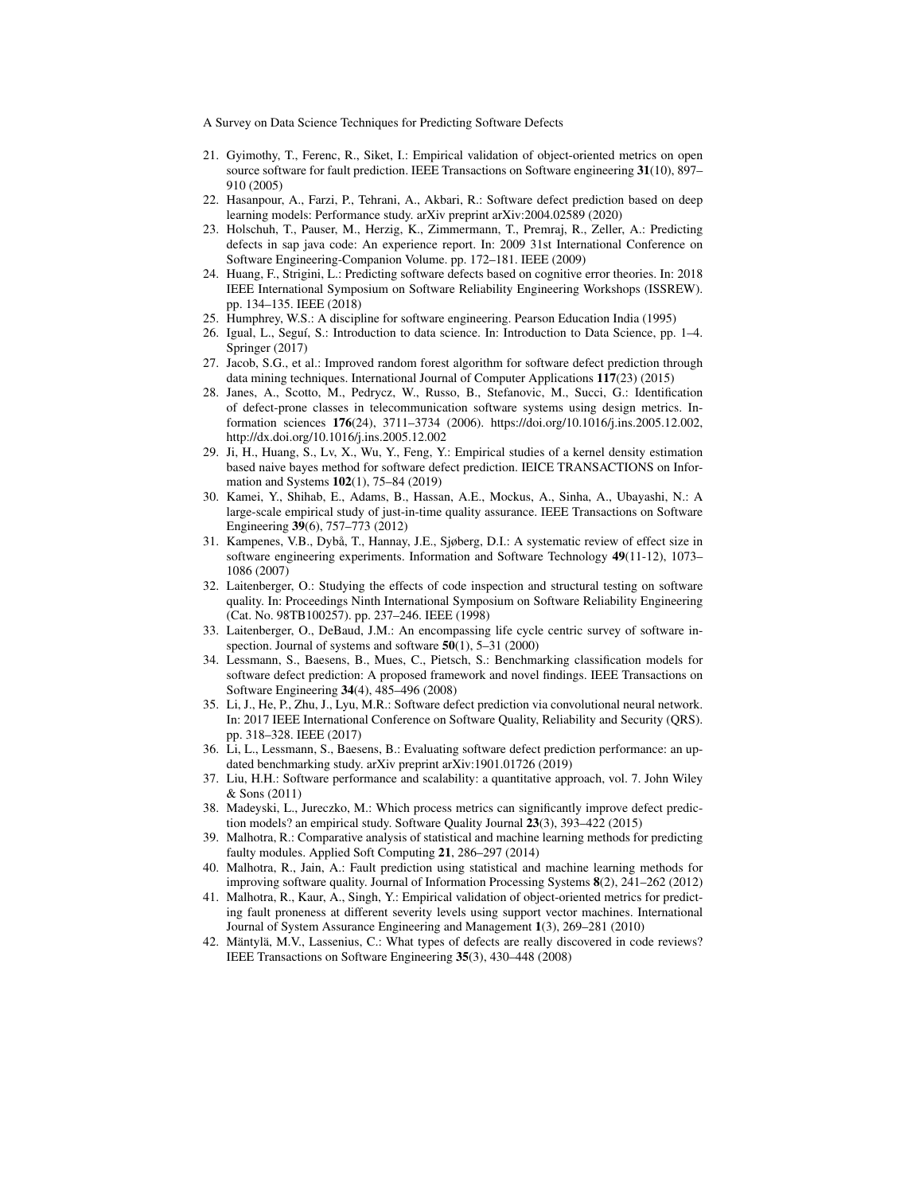21. Gyimothy, T., Ferenc, R., Siket, I.: Empirical validation of object-oriented metrics on open source software for fault prediction. IEEE Transactions on Software engineering **31**(10), 897–910 (2005)
22. Hasanpour, A., Farzi, P., Tehrani, A., Akbari, R.: Software defect prediction based on deep learning models: Performance study. arXiv preprint arXiv:2004.02589 (2020)
23. Holschuh, T., Pauser, M., Herzig, K., Zimmermann, T., Premraj, R., Zeller, A.: Predicting defects in sap java code: An experience report. In: 2009 31st International Conference on Software Engineering-Companion Volume. pp. 172–181. IEEE (2009)
24. Huang, F., Strigini, L.: Predicting software defects based on cognitive error theories. In: 2018 IEEE International Symposium on Software Reliability Engineering Workshops (ISSREW). pp. 134–135. IEEE (2018)
25. Humphrey, W.S.: A discipline for software engineering. Pearson Education India (1995)
26. Igual, L., Seguí, S.: Introduction to data science. In: Introduction to Data Science, pp. 1–4. Springer (2017)
27. Jacob, S.G., et al.: Improved random forest algorithm for software defect prediction through data mining techniques. International Journal of Computer Applications **117**(23) (2015)
28. Janes, A., Scotto, M., Pedrycz, W., Russo, B., Stefanovic, M., Succi, G.: Identification of defect-prone classes in telecommunication software systems using design metrics. Information sciences **176**(24), 3711–3734 (2006). https://doi.org/10.1016/j.ins.2005.12.002, http://dx.doi.org/10.1016/j.ins.2005.12.002
29. Ji, H., Huang, S., Lv, X., Wu, Y., Feng, Y.: Empirical studies of a kernel density estimation based naive bayes method for software defect prediction. IEICE TRANSACTIONS on Information and Systems **102**(1), 75–84 (2019)
30. Kamei, Y., Shihab, E., Adams, B., Hassan, A.E., Mockus, A., Sinha, A., Ubayashi, N.: A large-scale empirical study of just-in-time quality assurance. IEEE Transactions on Software Engineering **39**(6), 757–773 (2012)
31. Kampenes, V.B., Dybå, T., Hannay, J.E., Sjøberg, D.I.: A systematic review of effect size in software engineering experiments. Information and Software Technology **49**(11-12), 1073–1086 (2007)
32. Laitenberger, O.: Studying the effects of code inspection and structural testing on software quality. In: Proceedings Ninth International Symposium on Software Reliability Engineering (Cat. No. 98TB100257). pp. 237–246. IEEE (1998)
33. Laitenberger, O., DeBaud, J.M.: An encompassing life cycle centric survey of software inspection. Journal of systems and software **50**(1), 5–31 (2000)
34. Lessmann, S., Baesens, B., Mues, C., Pietsch, S.: Benchmarking classification models for software defect prediction: A proposed framework and novel findings. IEEE Transactions on Software Engineering **34**(4), 485–496 (2008)
35. Li, J., He, P., Zhu, J., Lyu, M.R.: Software defect prediction via convolutional neural network. In: 2017 IEEE International Conference on Software Quality, Reliability and Security (QRS). pp. 318–328. IEEE (2017)
36. Li, L., Lessmann, S., Baesens, B.: Evaluating software defect prediction performance: an updated benchmarking study. arXiv preprint arXiv:1901.01726 (2019)
37. Liu, H.H.: Software performance and scalability: a quantitative approach, vol. 7. John Wiley & Sons (2011)
38. Madeyski, L., Jureczko, M.: Which process metrics can significantly improve defect prediction models? an empirical study. Software Quality Journal **23**(3), 393–422 (2015)
39. Malhotra, R.: Comparative analysis of statistical and machine learning methods for predicting faulty modules. Applied Soft Computing **21**, 286–297 (2014)
40. Malhotra, R., Jain, A.: Fault prediction using statistical and machine learning methods for improving software quality. Journal of Information Processing Systems **8**(2), 241–262 (2012)
41. Malhotra, R., Kaur, A., Singh, Y.: Empirical validation of object-oriented metrics for predicting fault proneness at different severity levels using support vector machines. International Journal of System Assurance Engineering and Management **1**(3), 269–281 (2010)
42. Mäntylä, M.V., Lassenius, C.: What types of defects are really discovered in code reviews? IEEE Transactions on Software Engineering **35**(3), 430–448 (2008)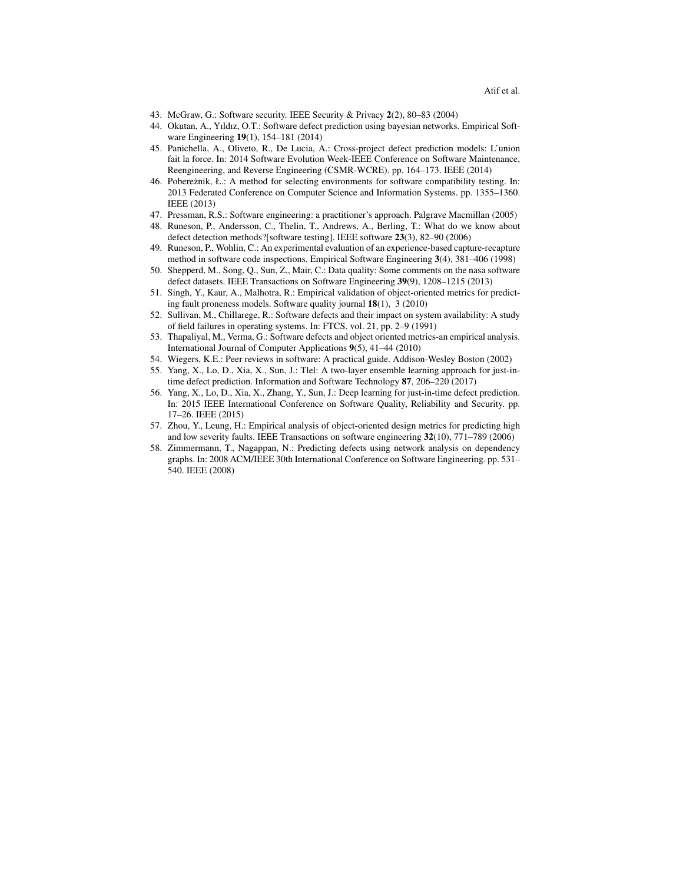43. McGraw, G.: Software security. IEEE Security & Privacy **2**(2), 80–83 (2004)
44. Okutan, A., Yıldız, O.T.: Software defect prediction using bayesian networks. Empirical Software Engineering **19**(1), 154–181 (2014)
45. Panichella, A., Oliveto, R., De Lucia, A.: Cross-project defect prediction models: L'union fait la force. In: 2014 Software Evolution Week-IEEE Conference on Software Maintenance, Reengineering, and Reverse Engineering (CSMR-WCRE). pp. 164–173. IEEE (2014)
46. Pobereżnik, Ł.: A method for selecting environments for software compatibility testing. In: 2013 Federated Conference on Computer Science and Information Systems. pp. 1355–1360. IEEE (2013)
47. Pressman, R.S.: Software engineering: a practitioner's approach. Palgrave Macmillan (2005)
48. Runeson, P., Andersson, C., Thelin, T., Andrews, A., Berling, T.: What do we know about defect detection methods?[software testing]. IEEE software **23**(3), 82–90 (2006)
49. Runeson, P., Wohlin, C.: An experimental evaluation of an experience-based capture-recapture method in software code inspections. Empirical Software Engineering **3**(4), 381–406 (1998)
50. Shepperd, M., Song, Q., Sun, Z., Mair, C.: Data quality: Some comments on the nasa software defect datasets. IEEE Transactions on Software Engineering **39**(9), 1208–1215 (2013)
51. Singh, Y., Kaur, A., Malhotra, R.: Empirical validation of object-oriented metrics for predicting fault proneness models. Software quality journal **18**(1), 3 (2010)
52. Sullivan, M., Chillarege, R.: Software defects and their impact on system availability: A study of field failures in operating systems. In: FTCS. vol. 21, pp. 2–9 (1991)
53. Thapaliyal, M., Verma, G.: Software defects and object oriented metrics-an empirical analysis. International Journal of Computer Applications **9**(5), 41–44 (2010)
54. Wiegers, K.E.: Peer reviews in software: A practical guide. Addison-Wesley Boston (2002)
55. Yang, X., Lo, D., Xia, X., Sun, J.: Tlel: A two-layer ensemble learning approach for just-in-time defect prediction. Information and Software Technology **87**, 206–220 (2017)
56. Yang, X., Lo, D., Xia, X., Zhang, Y., Sun, J.: Deep learning for just-in-time defect prediction. In: 2015 IEEE International Conference on Software Quality, Reliability and Security. pp. 17–26. IEEE (2015)
57. Zhou, Y., Leung, H.: Empirical analysis of object-oriented design metrics for predicting high and low severity faults. IEEE Transactions on software engineering **32**(10), 771–789 (2006)
58. Zimmermann, T., Nagappan, N.: Predicting defects using network analysis on dependency graphs. In: 2008 ACM/IEEE 30th International Conference on Software Engineering. pp. 531–540. IEEE (2008)